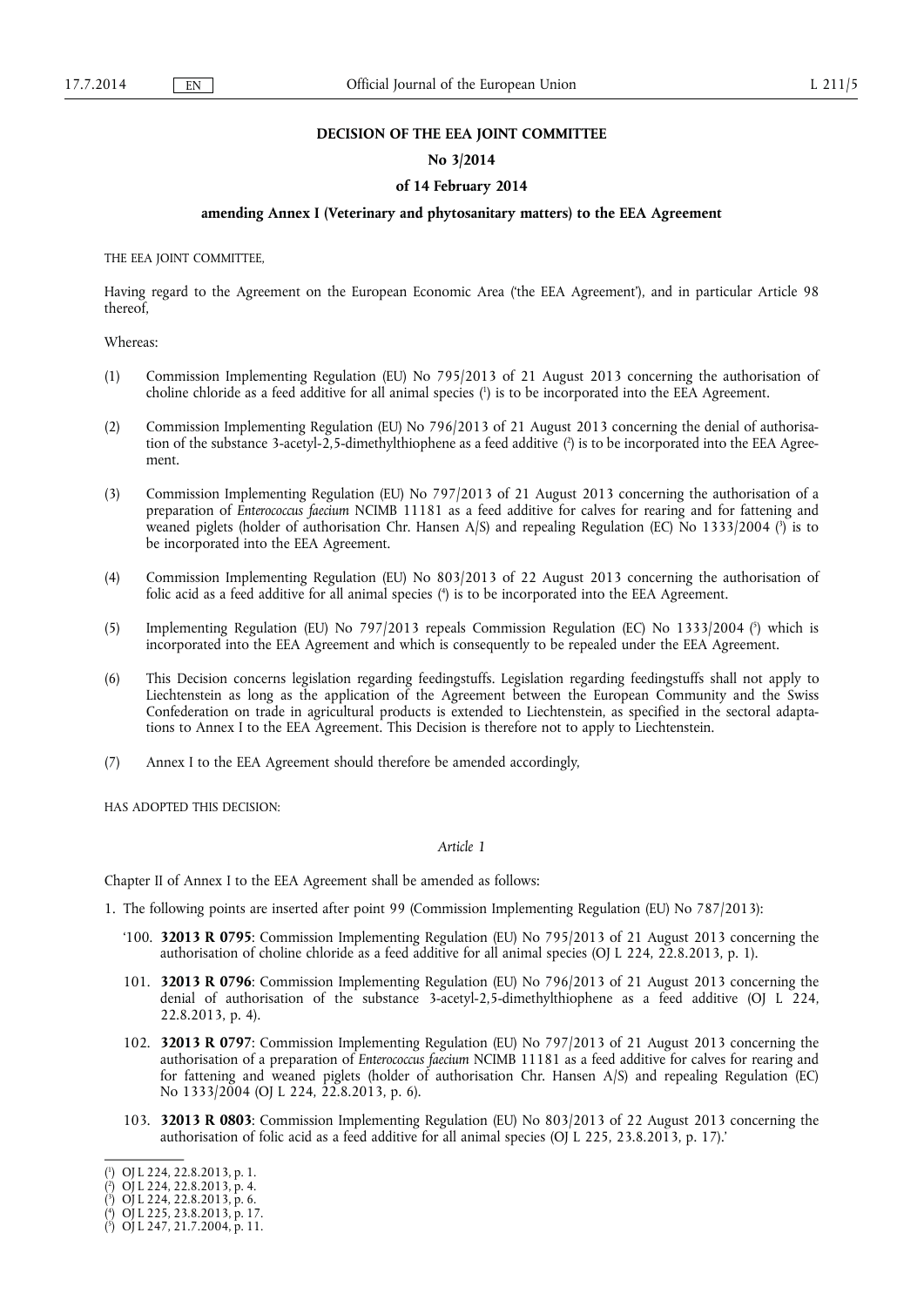# DECISION OF THE EEA JOINT COMMITTEE

## No 3/2014

## of 14 February 2014

## amending Annex I (Veterinary and phytosanitary matters) to the EEA Agreement

THE EEA JOINT COMMITTEE,

Having regard to the Agreement on the European Economic Area ('the EEA Agreement'), and in particular Article 98 thereof,

Whereas:

(1) Commission Implementing Regulation (EU) No 795/2013 of 21 August 2013 concerning the authorisation of choline chloride as a feed additive for all animal species [1] is to be incorporated into the EEA Agreement.

(2) Commission Implementing Regulation (EU) No 796/2013 of 21 August 2013 concerning the denial of authorisation of the substance 3-acetyl-2,5-dimethylthiophene as a feed additive [2] is to be incorporated into the EEA Agreement.

(3) Commission Implementing Regulation (EU) No 797/2013 of 21 August 2013 concerning the authorisation of a preparation of *Enterococcus faecium* NCIMB 11181 as a feed additive for calves for rearing and for fattening and weaned piglets (holder of authorisation Chr. Hansen A/S) and repealing Regulation (EC) No 1333/2004 [3] is to be incorporated into the EEA Agreement.

(4) Commission Implementing Regulation (EU) No 803/2013 of 22 August 2013 concerning the authorisation of folic acid as a feed additive for all animal species [4] is to be incorporated into the EEA Agreement.

(5) Implementing Regulation (EU) No 797/2013 repeals Commission Regulation (EC) No 1333/2004 [5] which is incorporated into the EEA Agreement and which is consequently to be repealed under the EEA Agreement.

(6) This Decision concerns legislation regarding feedingstuffs. Legislation regarding feedingstuffs shall not apply to Liechtenstein as long as the application of the Agreement between the European Community and the Swiss Confederation on trade in agricultural products is extended to Liechtenstein, as specified in the sectoral adaptations to Annex I to the EEA Agreement. This Decision is therefore not to apply to Liechtenstein.

(7) Annex I to the EEA Agreement should therefore be amended accordingly,

HAS ADOPTED THIS DECISION:

*Article 1*

Chapter II of Annex I to the EEA Agreement shall be amended as follows:

1. The following points are inserted after point 99 (Commission Implementing Regulation (EU) No 787/2013):

'100. **32013 R 0795**: Commission Implementing Regulation (EU) No 795/2013 of 21 August 2013 concerning the authorisation of choline chloride as a feed additive for all animal species (OJ L 224, 22.8.2013, p. 1).

101. **32013 R 0796**: Commission Implementing Regulation (EU) No 796/2013 of 21 August 2013 concerning the denial of authorisation of the substance 3-acetyl-2,5-dimethylthiophene as a feed additive (OJ L 224, 22.8.2013, p. 4).

102. **32013 R 0797**: Commission Implementing Regulation (EU) No 797/2013 of 21 August 2013 concerning the authorisation of a preparation of *Enterococcus faecium* NCIMB 11181 as a feed additive for calves for rearing and for fattening and weaned piglets (holder of authorisation Chr. Hansen A/S) and repealing Regulation (EC) No 1333/2004 (OJ L 224, 22.8.2013, p. 6).

103. **32013 R 0803**: Commission Implementing Regulation (EU) No 803/2013 of 22 August 2013 concerning the authorisation of folic acid as a feed additive for all animal species (OJ L 225, 23.8.2013, p. 17).'

---

[1] OJ L 224, 22.8.2013, p. 1.

[2] OJ L 224, 22.8.2013, p. 4.

[3] OJ L 224, 22.8.2013, p. 6.

[4] OJ L 225, 23.8.2013, p. 17.

[5] OJ L 247, 21.7.2004, p. 11.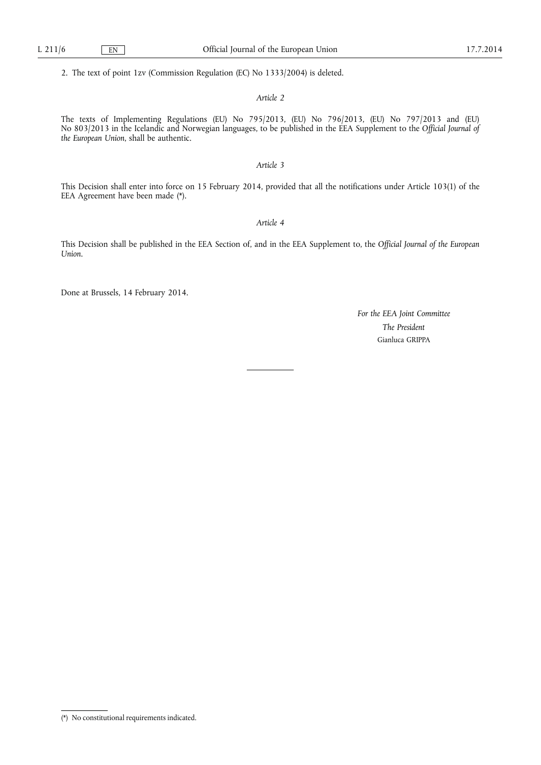2. The text of point 1zv (Commission Regulation (EC) No 1333/2004) is deleted.

*Article 2*

The texts of Implementing Regulations (EU) No 795/2013, (EU) No 796/2013, (EU) No 797/2013 and (EU) No 803/2013 in the Icelandic and Norwegian languages, to be published in the EEA Supplement to the *Official Journal of the European Union*, shall be authentic.

*Article 3*

This Decision shall enter into force on 15 February 2014, provided that all the notifications under Article 103(1) of the EEA Agreement have been made (*).

*Article 4*

This Decision shall be published in the EEA Section of, and in the EEA Supplement to, the *Official Journal of the European Union*.

Done at Brussels, 14 February 2014.

*For the EEA Joint Committee*

*The President*

Gianluca GRIPPA

---

(*) No constitutional requirements indicated.